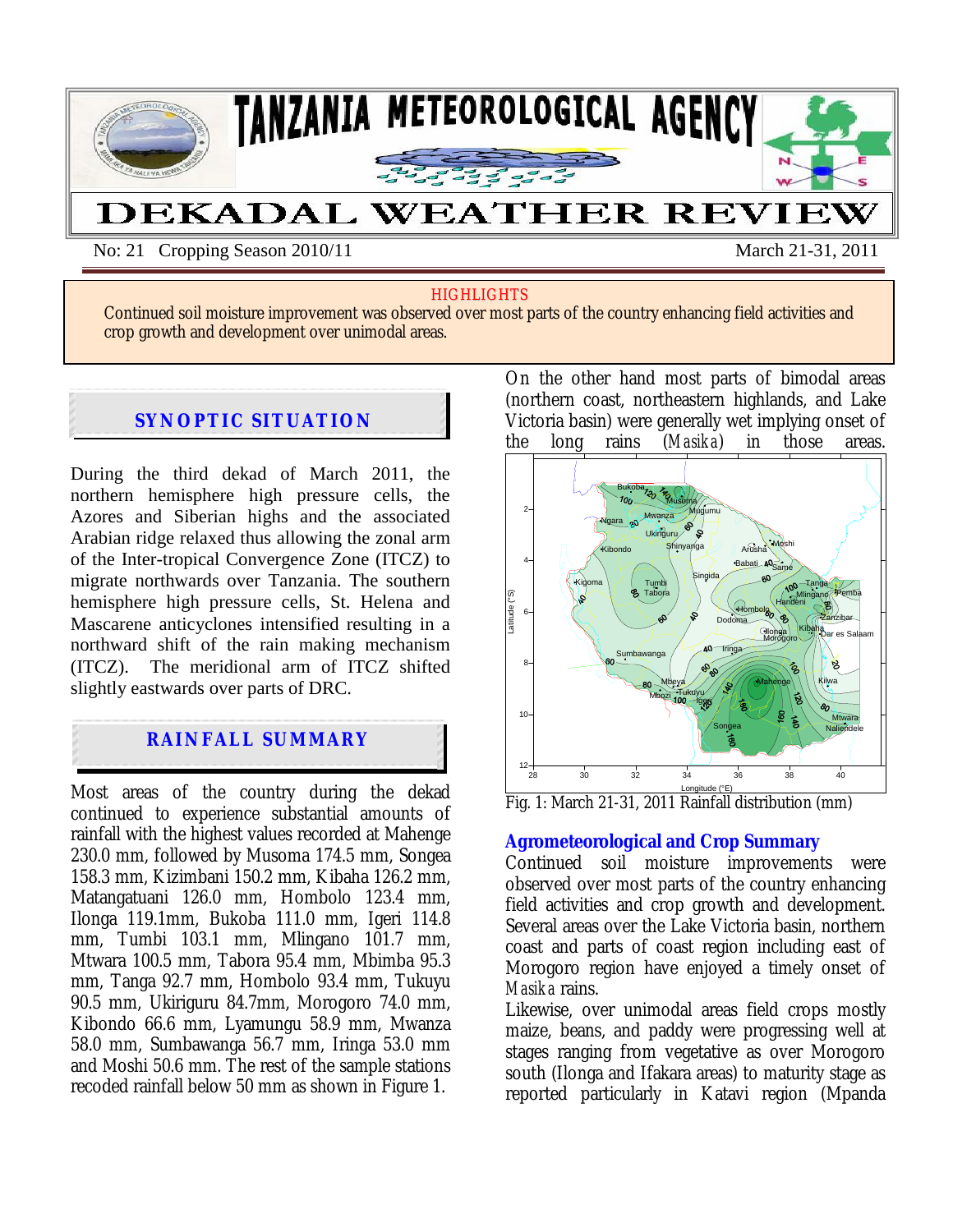# TANZANIA METEOROLOGICAL AGENCY

# DEKADAL WEATHER REVIEW

No: 21 Cropping Season 2010/11 March 21-31, 2011

**HIGHLIGHTS**

Continued soil moisture improvement was observed over most parts of the country enhancing field activities and crop growth and development over unimodal areas.

## SYNOPTIC SITUATION

During the third dekad of March 2011, the northern hemisphere high pressure cells, the Azores and Siberian highs and the associated Arabian ridge relaxed thus allowing the zonal arm of the Inter-tropical Convergence Zone (ITCZ) to migrate northwards over Tanzania. The southern hemisphere high pressure cells, St. Helena and Mascarene anticyclones intensified resulting in a northward shift of the rain making mechanism (ITCZ). The meridional arm of ITCZ shifted slightly eastwards over parts of DRC.

## RAINFALL SUMMARY

Most areas of the country during the dekad continued to experience substantial amounts of rainfall with the highest values recorded at Mahenge 230.0 mm, followed by Musoma 174.5 mm, Songea 158.3 mm, Kizimbani 150.2 mm, Kibaha 126.2 mm, Matangatuani 126.0 mm, Hombolo 123.4 mm, Ilonga 119.1mm, Bukoba 111.0 mm, Igeri 114.8 mm, Tumbi 103.1 mm, Mlingano 101.7 mm, Mtwara 100.5 mm, Tabora 95.4 mm, Mbimba 95.3 mm, Tanga 92.7 mm, Hombolo 93.4 mm, Tukuyu 90.5 mm, Ukiriguru 84.7mm, Morogoro 74.0 mm, Kibondo 66.6 mm, Lyamungu 58.9 mm, Mwanza 58.0 mm, Sumbawanga 56.7 mm, Iringa 53.0 mm and Moshi 50.6 mm. The rest of the sample stations recoded rainfall below 50 mm as shown in Figure 1.

On the other hand most parts of bimodal areas (northern coast, northeastern highlands, and Lake Victoria basin) were generally wet implying onset of the long rains (*Masika*) in those areas.

Fig. 1: March 21-31, 2011 Rainfall distribution (mm)

## Agrometeorological and Crop Summary

Continued soil moisture improvements were observed over most parts of the country enhancing field activities and crop growth and development. Several areas over the Lake Victoria basin, northern coast and parts of coast region including east of Morogoro region have enjoyed a timely onset of *Masika* rains.

Likewise, over unimodal areas field crops mostly maize, beans, and paddy were progressing well at stages ranging from vegetative as over Morogoro south (Ilonga and Ifakara areas) to maturity stage as reported particularly in Katavi region (Mpanda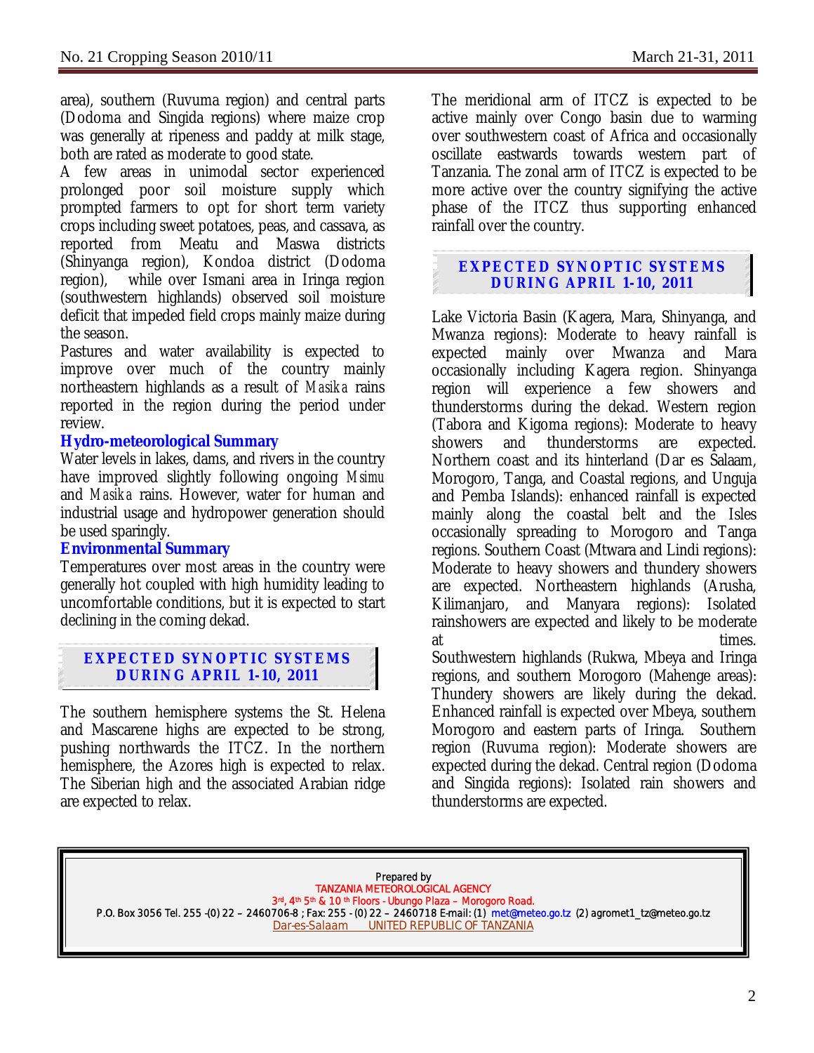area), southern (Ruvuma region) and central parts (Dodoma and Singida regions) where maize crop was generally at ripeness and paddy at milk stage, both are rated as moderate to good state.

A few areas in unimodal sector experienced prolonged poor soil moisture supply which prompted farmers to opt for short term variety crops including sweet potatoes, peas, and cassava, as reported from Meatu and Maswa districts (Shinyanga region), Kondoa district (Dodoma region), while over Ismani area in Iringa region (southwestern highlands) observed soil moisture deficit that impeded field crops mainly maize during the season.

Pastures and water availability is expected to improve over much of the country mainly northeastern highlands as a result of *Masika* rains reported in the region during the period under review.

### Hydro-meteorological Summary

Water levels in lakes, dams, and rivers in the country have improved slightly following ongoing *Msimu* and *Masika* rains. However, water for human and industrial usage and hydropower generation should be used sparingly.

### Environmental Summary

Temperatures over most areas in the country were generally hot coupled with high humidity leading to uncomfortable conditions, but it is expected to start declining in the coming dekad.

## EXPECTED SYNOPTIC SYSTEMS DURING APRIL 1-10, 2011

The southern hemisphere systems the St. Helena and Mascarene highs are expected to be strong, pushing northwards the ITCZ. In the northern hemisphere, the Azores high is expected to relax. The Siberian high and the associated Arabian ridge are expected to relax.

The meridional arm of ITCZ is expected to be active mainly over Congo basin due to warming over southwestern coast of Africa and occasionally oscillate eastwards towards western part of Tanzania. The zonal arm of ITCZ is expected to be more active over the country signifying the active phase of the ITCZ thus supporting enhanced rainfall over the country.

## EXPECTED SYNOPTIC SYSTEMS DURING APRIL 1-10, 2011

Lake Victoria Basin (Kagera, Mara, Shinyanga, and Mwanza regions): Moderate to heavy rainfall is expected mainly over Mwanza and Mara occasionally including Kagera region. Shinyanga region will experience a few showers and thunderstorms during the dekad. Western region (Tabora and Kigoma regions): Moderate to heavy showers and thunderstorms are expected. Northern coast and its hinterland (Dar es Salaam, Morogoro, Tanga, and Coastal regions, and Unguja and Pemba Islands): enhanced rainfall is expected mainly along the coastal belt and the Isles occasionally spreading to Morogoro and Tanga regions. Southern Coast (Mtwara and Lindi regions): Moderate to heavy showers and thundery showers are expected. Northeastern highlands (Arusha, Kilimanjaro, and Manyara regions): Isolated rainshowers are expected and likely to be moderate at times.

Southwestern highlands (Rukwa, Mbeya and Iringa regions, and southern Morogoro (Mahenge areas): Thundery showers are likely during the dekad. Enhanced rainfall is expected over Mbeya, southern Morogoro and eastern parts of Iringa. Southern region (Ruvuma region): Moderate showers are expected during the dekad. Central region (Dodoma and Singida regions): Isolated rain showers and thunderstorms are expected.

Prepared by
TANZANIA METEOROLOGICAL AGENCY
3rd, 4th 5th & 10th Floors - Ubungo Plaza – Morogoro Road.
P.O. Box 3056 Tel. 255 -(0) 22 – 2460706-8 ; Fax: 255 - (0) 22 – 2460718 E-mail: (1) met@meteo.go.tz (2) agromet1_tz@meteo.go.tz
Dar-es-Salaam UNITED REPUBLIC OF TANZANIA